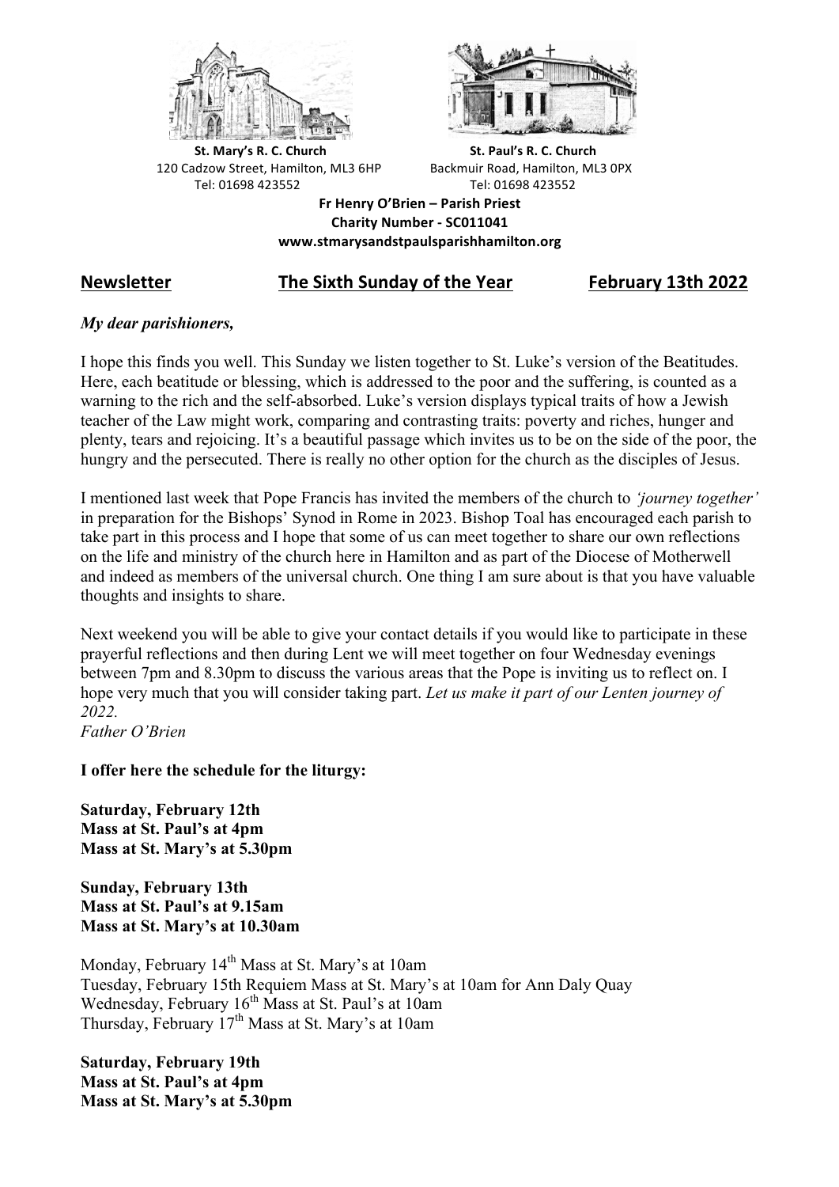**St. Mary's R. C. Church**
120 Cadzow Street, Hamilton, ML3 6HP
Tel: 01698 423552

**St. Paul's R. C. Church**
Backmuir Road, Hamilton, ML3 0PX
Tel: 01698 423552

**Fr Henry O'Brien – Parish Priest**
**Charity Number - SC011041**
**www.stmarysandstpaulsparishhamilton.org**

## Newsletter — The Sixth Sunday of the Year — February 13th 2022

***My dear parishioners,***

I hope this finds you well. This Sunday we listen together to St. Luke's version of the Beatitudes. Here, each beatitude or blessing, which is addressed to the poor and the suffering, is counted as a warning to the rich and the self-absorbed. Luke's version displays typical traits of how a Jewish teacher of the Law might work, comparing and contrasting traits: poverty and riches, hunger and plenty, tears and rejoicing. It's a beautiful passage which invites us to be on the side of the poor, the hungry and the persecuted. There is really no other option for the church as the disciples of Jesus.

I mentioned last week that Pope Francis has invited the members of the church to *'journey together'* in preparation for the Bishops' Synod in Rome in 2023. Bishop Toal has encouraged each parish to take part in this process and I hope that some of us can meet together to share our own reflections on the life and ministry of the church here in Hamilton and as part of the Diocese of Motherwell and indeed as members of the universal church. One thing I am sure about is that you have valuable thoughts and insights to share.

Next weekend you will be able to give your contact details if you would like to participate in these prayerful reflections and then during Lent we will meet together on four Wednesday evenings between 7pm and 8.30pm to discuss the various areas that the Pope is inviting us to reflect on. I hope very much that you will consider taking part. *Let us make it part of our Lenten journey of 2022.*
*Father O'Brien*

**I offer here the schedule for the liturgy:**

**Saturday, February 12th**
**Mass at St. Paul's at 4pm**
**Mass at St. Mary's at 5.30pm**

**Sunday, February 13th**
**Mass at St. Paul's at 9.15am**
**Mass at St. Mary's at 10.30am**

Monday, February 14th Mass at St. Mary's at 10am
Tuesday, February 15th Requiem Mass at St. Mary's at 10am for Ann Daly Quay
Wednesday, February 16th Mass at St. Paul's at 10am
Thursday, February 17th Mass at St. Mary's at 10am

**Saturday, February 19th**
**Mass at St. Paul's at 4pm**
**Mass at St. Mary's at 5.30pm**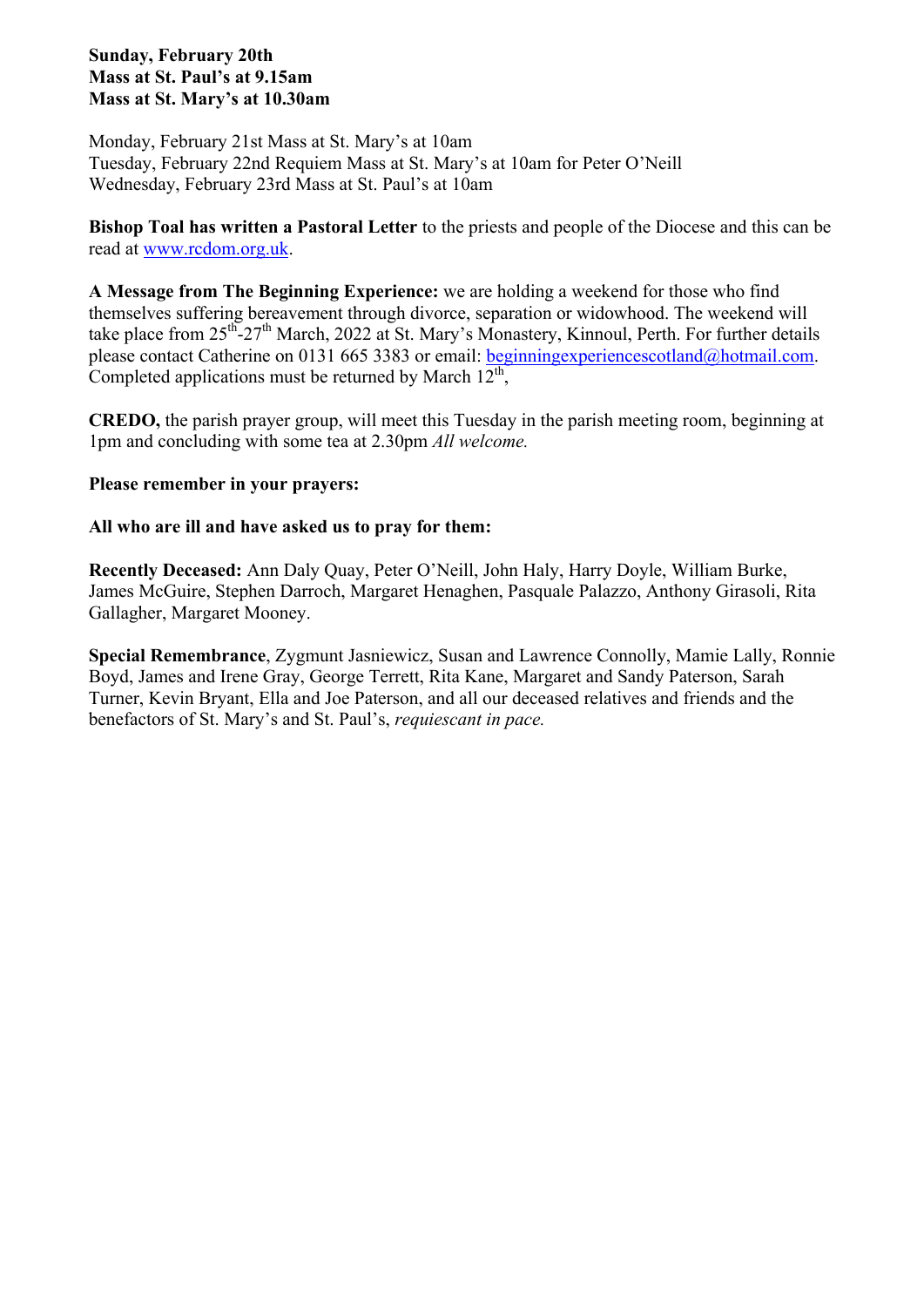**Sunday, February 20th**
**Mass at St. Paul's at 9.15am**
**Mass at St. Mary's at 10.30am**

Monday, February 21st Mass at St. Mary's at 10am
Tuesday, February 22nd Requiem Mass at St. Mary's at 10am for Peter O'Neill
Wednesday, February 23rd Mass at St. Paul's at 10am

**Bishop Toal has written a Pastoral Letter** to the priests and people of the Diocese and this can be read at www.rcdom.org.uk.

**A Message from The Beginning Experience:** we are holding a weekend for those who find themselves suffering bereavement through divorce, separation or widowhood. The weekend will take place from 25th-27th March, 2022 at St. Mary's Monastery, Kinnoul, Perth. For further details please contact Catherine on 0131 665 3383 or email: beginningexperiencescotland@hotmail.com. Completed applications must be returned by March 12th,

**CREDO,** the parish prayer group, will meet this Tuesday in the parish meeting room, beginning at 1pm and concluding with some tea at 2.30pm *All welcome.*

**Please remember in your prayers:**

**All who are ill and have asked us to pray for them:**

**Recently Deceased:** Ann Daly Quay, Peter O'Neill, John Haly, Harry Doyle, William Burke, James McGuire, Stephen Darroch, Margaret Henaghen, Pasquale Palazzo, Anthony Girasoli, Rita Gallagher, Margaret Mooney.

**Special Remembrance**, Zygmunt Jasniewicz, Susan and Lawrence Connolly, Mamie Lally, Ronnie Boyd, James and Irene Gray, George Terrett, Rita Kane, Margaret and Sandy Paterson, Sarah Turner, Kevin Bryant, Ella and Joe Paterson, and all our deceased relatives and friends and the benefactors of St. Mary's and St. Paul's, *requiescant in pace.*